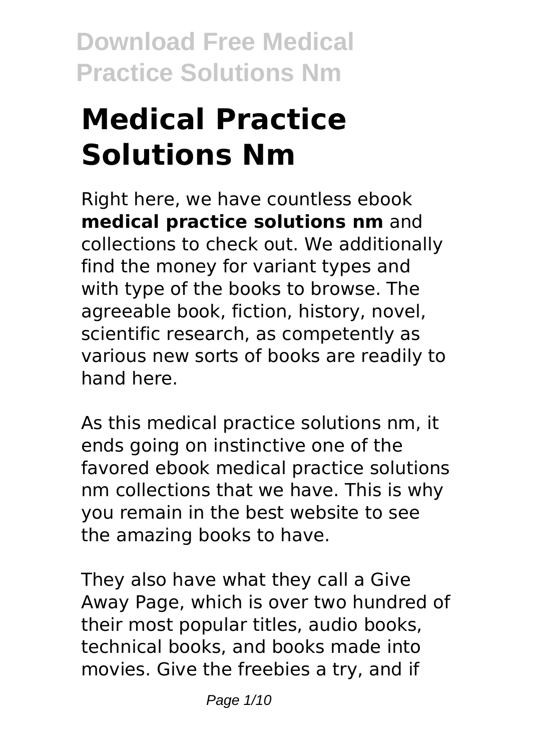# Medical Practice Solutions Nm

Right here, we have countless ebook **medical practice solutions nm** and collections to check out. We additionally find the money for variant types and with type of the books to browse. The agreeable book, fiction, history, novel, scientific research, as competently as various new sorts of books are readily to hand here.

As this medical practice solutions nm, it ends going on instinctive one of the favored ebook medical practice solutions nm collections that we have. This is why you remain in the best website to see the amazing books to have.

They also have what they call a Give Away Page, which is over two hundred of their most popular titles, audio books, technical books, and books made into movies. Give the freebies a try, and if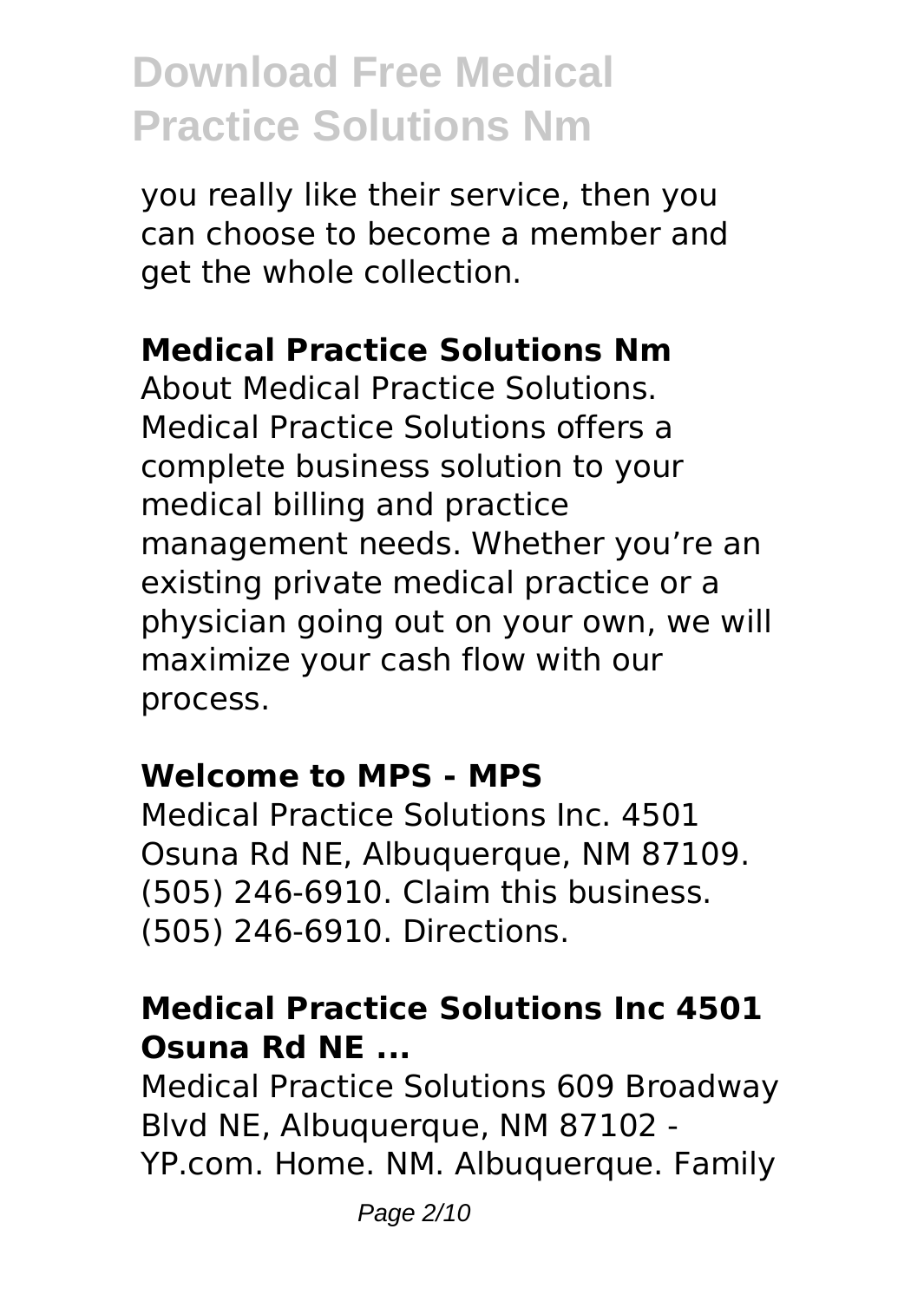you really like their service, then you can choose to become a member and get the whole collection.

## Medical Practice Solutions Nm

About Medical Practice Solutions. Medical Practice Solutions offers a complete business solution to your medical billing and practice management needs. Whether you're an existing private medical practice or a physician going out on your own, we will maximize your cash flow with our process.

## Welcome to MPS - MPS

Medical Practice Solutions Inc. 4501 Osuna Rd NE, Albuquerque, NM 87109. (505) 246-6910. Claim this business. (505) 246-6910. Directions.

## Medical Practice Solutions Inc 4501 Osuna Rd NE ...

Medical Practice Solutions 609 Broadway Blvd NE, Albuquerque, NM 87102 - YP.com. Home. NM. Albuquerque. Family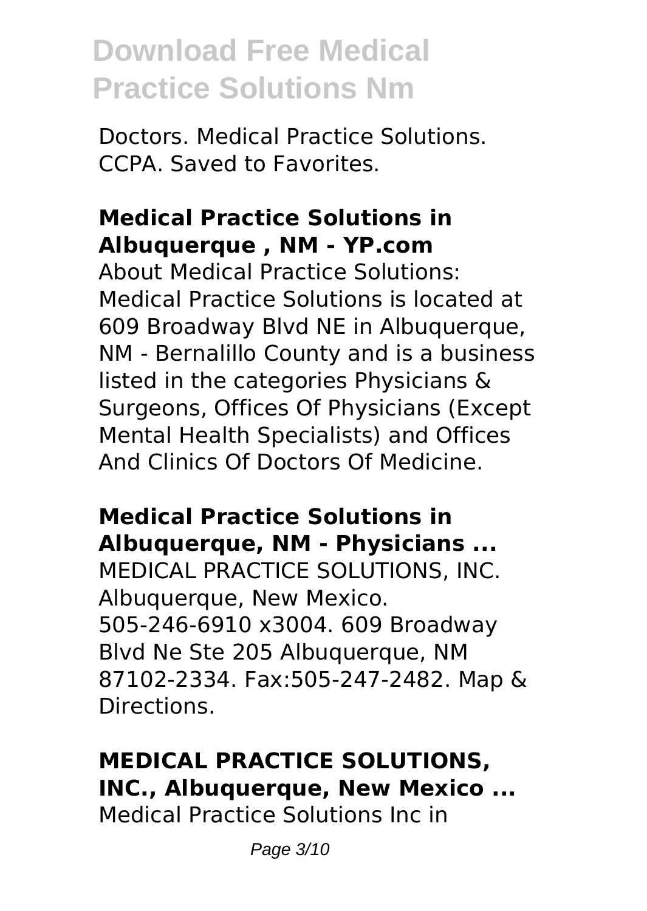Doctors. Medical Practice Solutions. CCPA. Saved to Favorites.

### Medical Practice Solutions in Albuquerque , NM - YP.com

About Medical Practice Solutions: Medical Practice Solutions is located at 609 Broadway Blvd NE in Albuquerque, NM - Bernalillo County and is a business listed in the categories Physicians & Surgeons, Offices Of Physicians (Except Mental Health Specialists) and Offices And Clinics Of Doctors Of Medicine.

### Medical Practice Solutions in Albuquerque, NM - Physicians ...

MEDICAL PRACTICE SOLUTIONS, INC. Albuquerque, New Mexico. 505-246-6910 x3004. 609 Broadway Blvd Ne Ste 205 Albuquerque, NM 87102-2334. Fax:505-247-2482. Map & Directions.

### MEDICAL PRACTICE SOLUTIONS, INC., Albuquerque, New Mexico ...

Medical Practice Solutions Inc in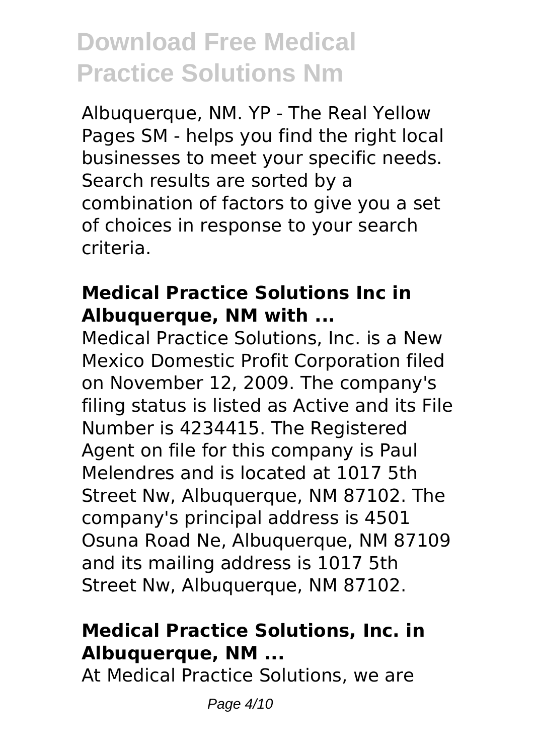Albuquerque, NM. YP - The Real Yellow Pages SM - helps you find the right local businesses to meet your specific needs. Search results are sorted by a combination of factors to give you a set of choices in response to your search criteria.

### Medical Practice Solutions Inc in Albuquerque, NM with ...

Medical Practice Solutions, Inc. is a New Mexico Domestic Profit Corporation filed on November 12, 2009. The company's filing status is listed as Active and its File Number is 4234415. The Registered Agent on file for this company is Paul Melendres and is located at 1017 5th Street Nw, Albuquerque, NM 87102. The company's principal address is 4501 Osuna Road Ne, Albuquerque, NM 87109 and its mailing address is 1017 5th Street Nw, Albuquerque, NM 87102.

### Medical Practice Solutions, Inc. in Albuquerque, NM ...

At Medical Practice Solutions, we are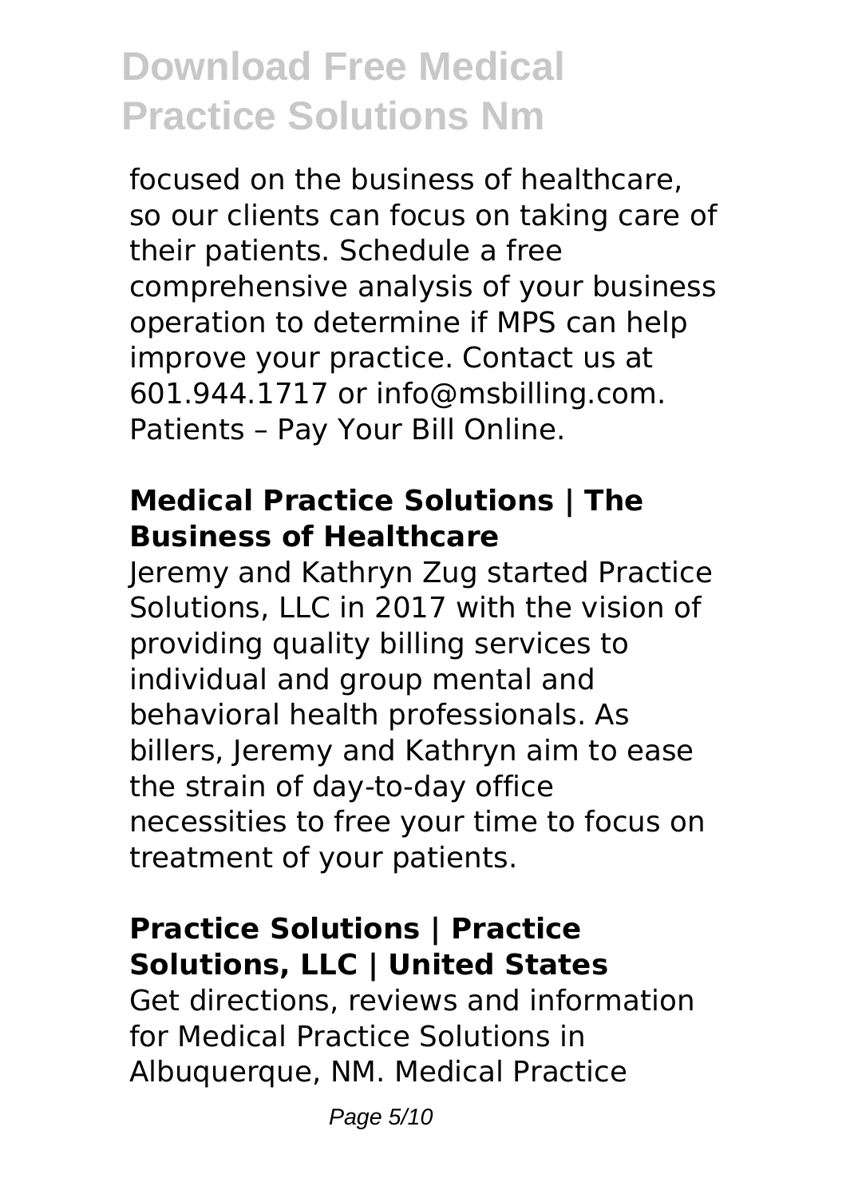focused on the business of healthcare, so our clients can focus on taking care of their patients. Schedule a free comprehensive analysis of your business operation to determine if MPS can help improve your practice. Contact us at 601.944.1717 or info@msbilling.com. Patients – Pay Your Bill Online.

## Medical Practice Solutions | The Business of Healthcare

Jeremy and Kathryn Zug started Practice Solutions, LLC in 2017 with the vision of providing quality billing services to individual and group mental and behavioral health professionals. As billers, Jeremy and Kathryn aim to ease the strain of day-to-day office necessities to free your time to focus on treatment of your patients.

## Practice Solutions | Practice Solutions, LLC | United States

Get directions, reviews and information for Medical Practice Solutions in Albuquerque, NM. Medical Practice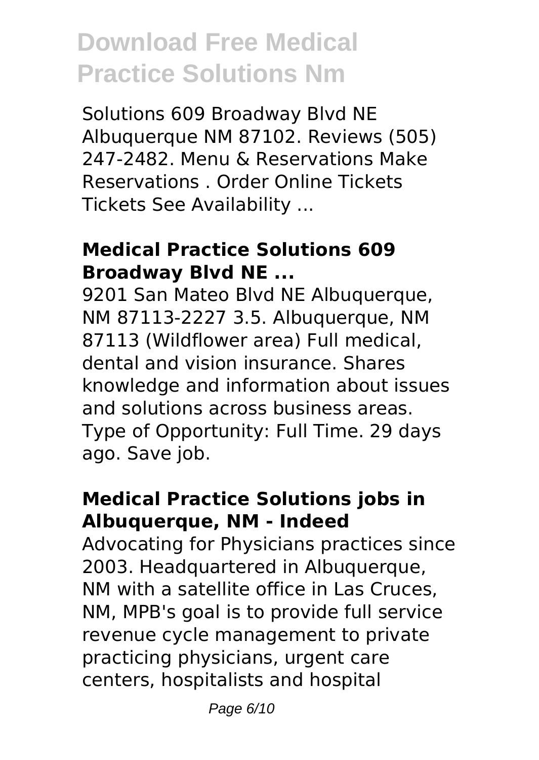Solutions 609 Broadway Blvd NE Albuquerque NM 87102. Reviews (505) 247-2482. Menu & Reservations Make Reservations . Order Online Tickets Tickets See Availability ...

### Medical Practice Solutions 609 Broadway Blvd NE ...

9201 San Mateo Blvd NE Albuquerque, NM 87113-2227 3.5. Albuquerque, NM 87113 (Wildflower area) Full medical, dental and vision insurance. Shares knowledge and information about issues and solutions across business areas. Type of Opportunity: Full Time. 29 days ago. Save job.

### Medical Practice Solutions jobs in Albuquerque, NM - Indeed

Advocating for Physicians practices since 2003. Headquartered in Albuquerque, NM with a satellite office in Las Cruces, NM, MPB's goal is to provide full service revenue cycle management to private practicing physicians, urgent care centers, hospitalists and hospital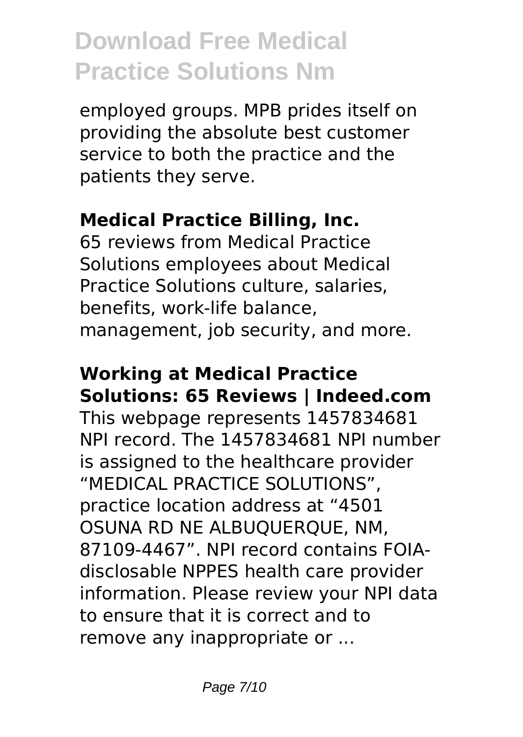employed groups. MPB prides itself on providing the absolute best customer service to both the practice and the patients they serve.

## Medical Practice Billing, Inc.

65 reviews from Medical Practice Solutions employees about Medical Practice Solutions culture, salaries, benefits, work-life balance, management, job security, and more.

## Working at Medical Practice Solutions: 65 Reviews | Indeed.com

This webpage represents 1457834681 NPI record. The 1457834681 NPI number is assigned to the healthcare provider “MEDICAL PRACTICE SOLUTIONS”, practice location address at “4501 OSUNA RD NE ALBUQUERQUE, NM, 87109-4467”. NPI record contains FOIA-disclosable NPPES health care provider information. Please review your NPI data to ensure that it is correct and to remove any inappropriate or ...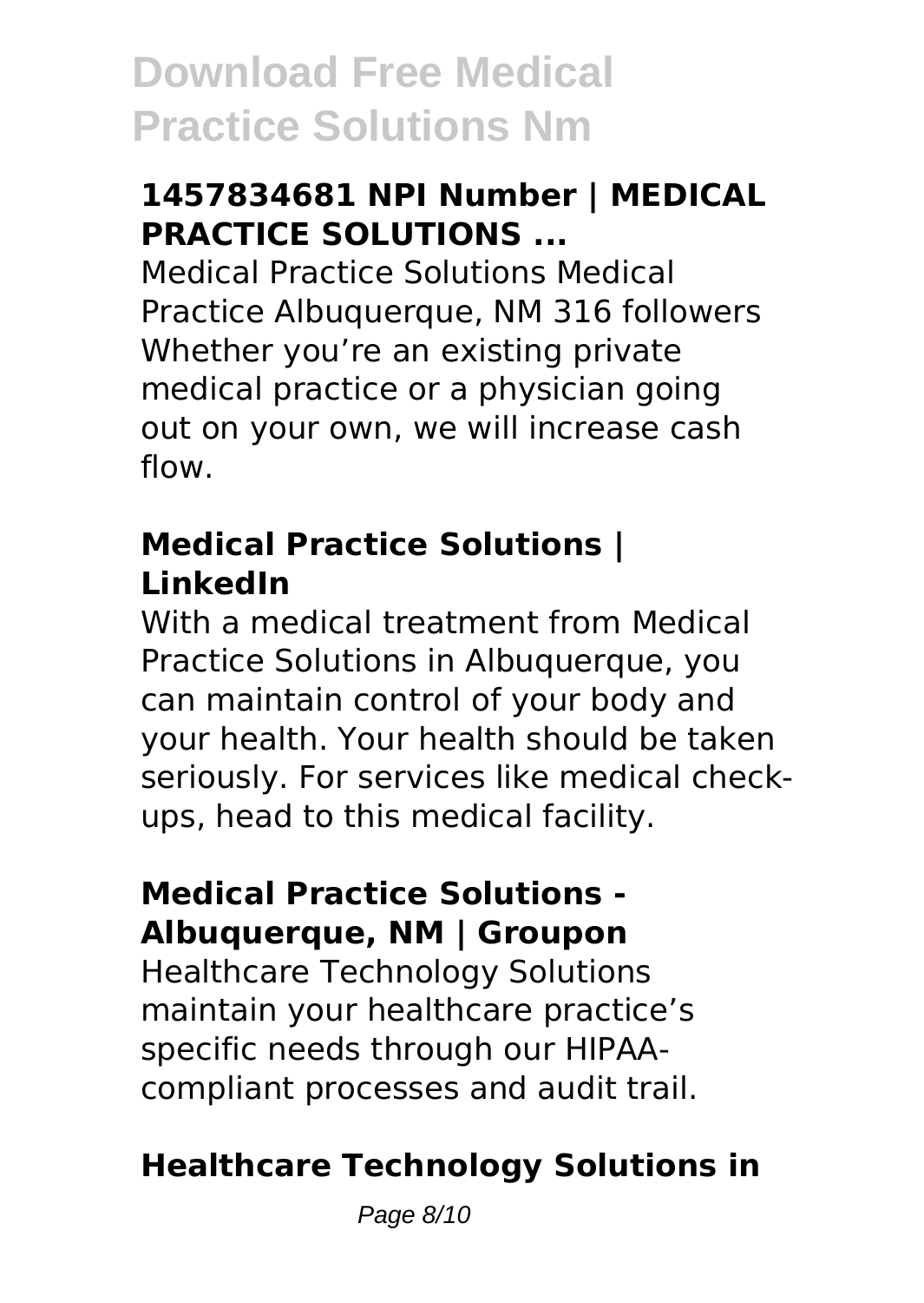### 1457834681 NPI Number | MEDICAL PRACTICE SOLUTIONS ...

Medical Practice Solutions Medical Practice Albuquerque, NM 316 followers Whether you're an existing private medical practice or a physician going out on your own, we will increase cash flow.

### Medical Practice Solutions | LinkedIn

With a medical treatment from Medical Practice Solutions in Albuquerque, you can maintain control of your body and your health. Your health should be taken seriously. For services like medical check-ups, head to this medical facility.

### Medical Practice Solutions - Albuquerque, NM | Groupon

Healthcare Technology Solutions maintain your healthcare practice's specific needs through our HIPAA-compliant processes and audit trail.

### Healthcare Technology Solutions in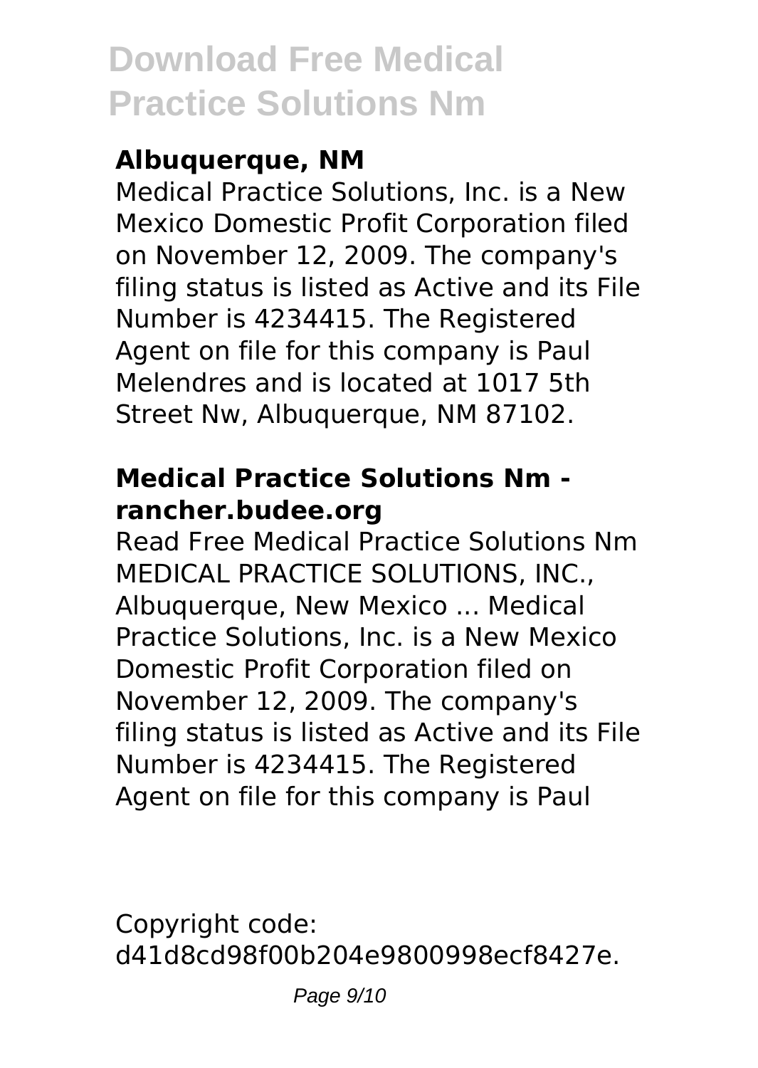### Albuquerque, NM

Medical Practice Solutions, Inc. is a New Mexico Domestic Profit Corporation filed on November 12, 2009. The company's filing status is listed as Active and its File Number is 4234415. The Registered Agent on file for this company is Paul Melendres and is located at 1017 5th Street Nw, Albuquerque, NM 87102.

### Medical Practice Solutions Nm - rancher.budee.org

Read Free Medical Practice Solutions Nm MEDICAL PRACTICE SOLUTIONS, INC., Albuquerque, New Mexico ... Medical Practice Solutions, Inc. is a New Mexico Domestic Profit Corporation filed on November 12, 2009. The company's filing status is listed as Active and its File Number is 4234415. The Registered Agent on file for this company is Paul

Copyright code: d41d8cd98f00b204e9800998ecf8427e.